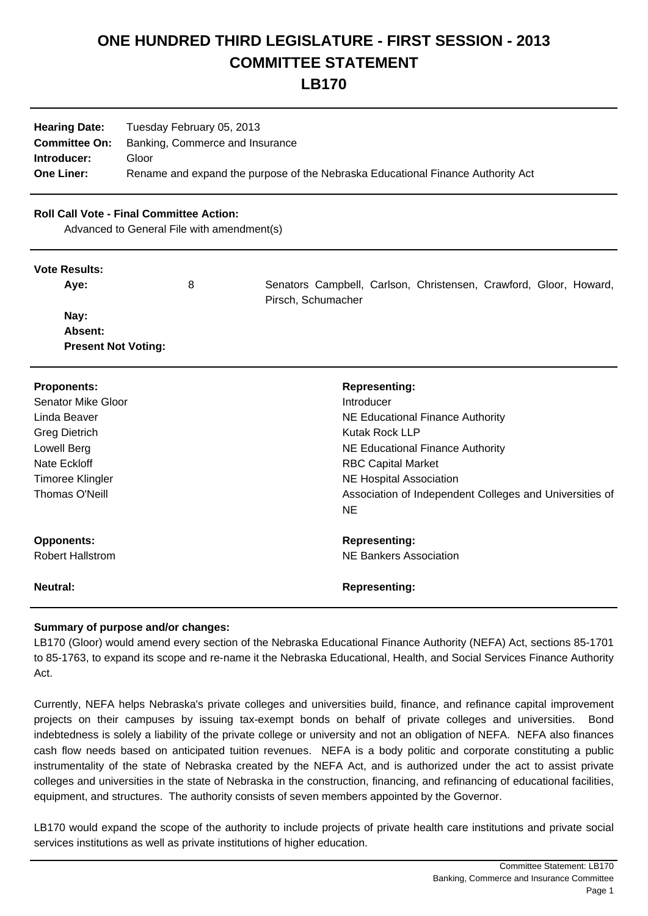# ONE HUNDRED THIRD LEGISLATURE - FIRST SESSION - 2013
# COMMITTEE STATEMENT
# LB170

| | |
|---|---|
| **Hearing Date:** | Tuesday February 05, 2013 |
| **Committee On:** | Banking, Commerce and Insurance |
| **Introducer:** | Gloor |
| **One Liner:** | Rename and expand the purpose of the Nebraska Educational Finance Authority Act |

**Roll Call Vote - Final Committee Action:**

Advanced to General File with amendment(s)

**Vote Results:**

| | | |
|---|---|---|
| **Aye:** | 8 | Senators Campbell, Carlson, Christensen, Crawford, Gloor, Howard, Pirsch, Schumacher |
| **Nay:** | | |
| **Absent:** | | |
| **Present Not Voting:** | | |

| **Proponents:** | **Representing:** |
|---|---|
| Senator Mike Gloor | Introducer |
| Linda Beaver | NE Educational Finance Authority |
| Greg Dietrich | Kutak Rock LLP |
| Lowell Berg | NE Educational Finance Authority |
| Nate Eckloff | RBC Capital Market |
| Timoree Klingler | NE Hospital Association |
| Thomas O'Neill | Association of Independent Colleges and Universities of NE |

| **Opponents:** | **Representing:** |
|---|---|
| Robert Hallstrom | NE Bankers Association |

| **Neutral:** | **Representing:** |
|---|---|

**Summary of purpose and/or changes:**

LB170 (Gloor) would amend every section of the Nebraska Educational Finance Authority (NEFA) Act, sections 85-1701 to 85-1763, to expand its scope and re-name it the Nebraska Educational, Health, and Social Services Finance Authority Act.

Currently, NEFA helps Nebraska's private colleges and universities build, finance, and refinance capital improvement projects on their campuses by issuing tax-exempt bonds on behalf of private colleges and universities. Bond indebtedness is solely a liability of the private college or university and not an obligation of NEFA. NEFA also finances cash flow needs based on anticipated tuition revenues. NEFA is a body politic and corporate constituting a public instrumentality of the state of Nebraska created by the NEFA Act, and is authorized under the act to assist private colleges and universities in the state of Nebraska in the construction, financing, and refinancing of educational facilities, equipment, and structures. The authority consists of seven members appointed by the Governor.

LB170 would expand the scope of the authority to include projects of private health care institutions and private social services institutions as well as private institutions of higher education.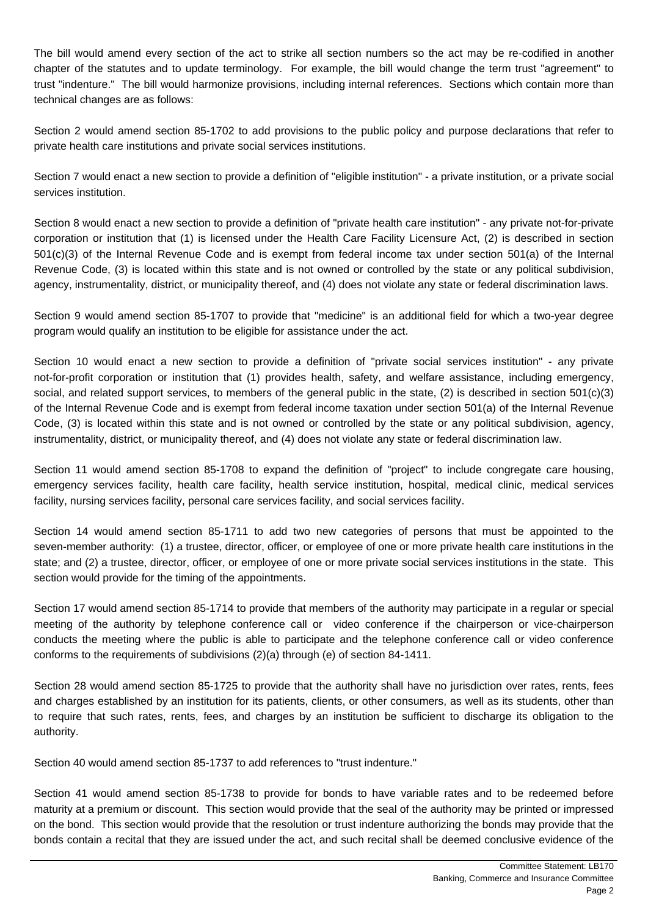The bill would amend every section of the act to strike all section numbers so the act may be re-codified in another chapter of the statutes and to update terminology. For example, the bill would change the term trust "agreement" to trust "indenture." The bill would harmonize provisions, including internal references. Sections which contain more than technical changes are as follows:

Section 2 would amend section 85-1702 to add provisions to the public policy and purpose declarations that refer to private health care institutions and private social services institutions.

Section 7 would enact a new section to provide a definition of "eligible institution" - a private institution, or a private social services institution.

Section 8 would enact a new section to provide a definition of "private health care institution" - any private not-for-private corporation or institution that (1) is licensed under the Health Care Facility Licensure Act, (2) is described in section 501(c)(3) of the Internal Revenue Code and is exempt from federal income tax under section 501(a) of the Internal Revenue Code, (3) is located within this state and is not owned or controlled by the state or any political subdivision, agency, instrumentality, district, or municipality thereof, and (4) does not violate any state or federal discrimination laws.

Section 9 would amend section 85-1707 to provide that "medicine" is an additional field for which a two-year degree program would qualify an institution to be eligible for assistance under the act.

Section 10 would enact a new section to provide a definition of "private social services institution" - any private not-for-profit corporation or institution that (1) provides health, safety, and welfare assistance, including emergency, social, and related support services, to members of the general public in the state, (2) is described in section 501(c)(3) of the Internal Revenue Code and is exempt from federal income taxation under section 501(a) of the Internal Revenue Code, (3) is located within this state and is not owned or controlled by the state or any political subdivision, agency, instrumentality, district, or municipality thereof, and (4) does not violate any state or federal discrimination law.

Section 11 would amend section 85-1708 to expand the definition of "project" to include congregate care housing, emergency services facility, health care facility, health service institution, hospital, medical clinic, medical services facility, nursing services facility, personal care services facility, and social services facility.

Section 14 would amend section 85-1711 to add two new categories of persons that must be appointed to the seven-member authority: (1) a trustee, director, officer, or employee of one or more private health care institutions in the state; and (2) a trustee, director, officer, or employee of one or more private social services institutions in the state. This section would provide for the timing of the appointments.

Section 17 would amend section 85-1714 to provide that members of the authority may participate in a regular or special meeting of the authority by telephone conference call or video conference if the chairperson or vice-chairperson conducts the meeting where the public is able to participate and the telephone conference call or video conference conforms to the requirements of subdivisions (2)(a) through (e) of section 84-1411.

Section 28 would amend section 85-1725 to provide that the authority shall have no jurisdiction over rates, rents, fees and charges established by an institution for its patients, clients, or other consumers, as well as its students, other than to require that such rates, rents, fees, and charges by an institution be sufficient to discharge its obligation to the authority.

Section 40 would amend section 85-1737 to add references to "trust indenture."

Section 41 would amend section 85-1738 to provide for bonds to have variable rates and to be redeemed before maturity at a premium or discount. This section would provide that the seal of the authority may be printed or impressed on the bond. This section would provide that the resolution or trust indenture authorizing the bonds may provide that the bonds contain a recital that they are issued under the act, and such recital shall be deemed conclusive evidence of the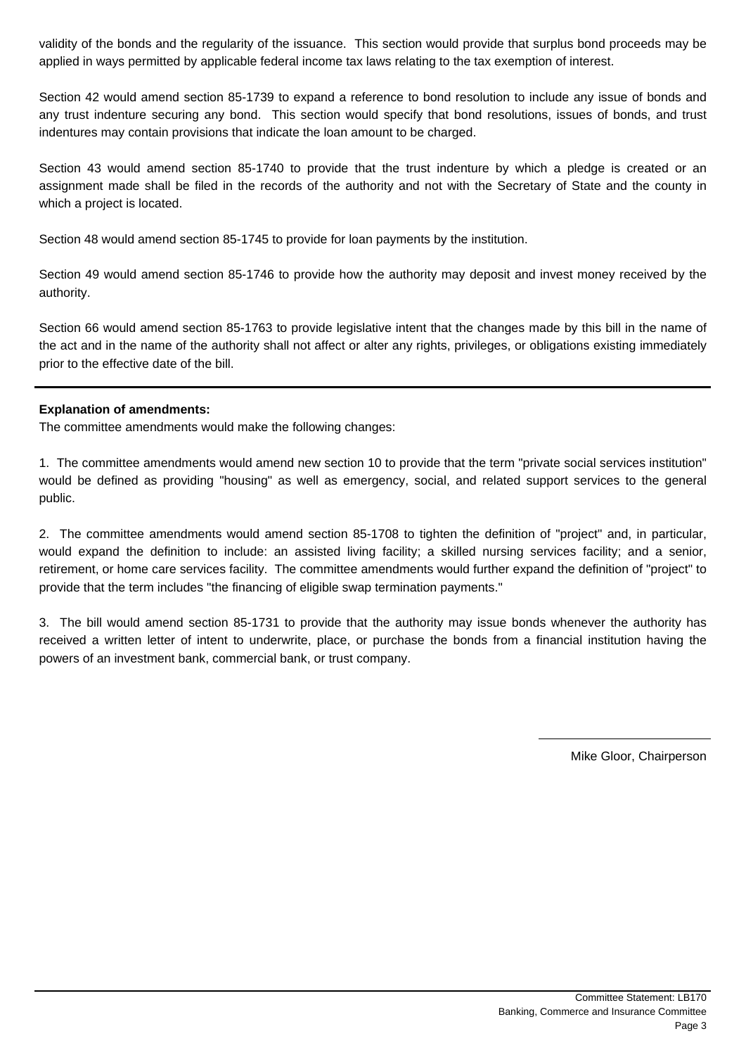validity of the bonds and the regularity of the issuance. This section would provide that surplus bond proceeds may be applied in ways permitted by applicable federal income tax laws relating to the tax exemption of interest.

Section 42 would amend section 85-1739 to expand a reference to bond resolution to include any issue of bonds and any trust indenture securing any bond. This section would specify that bond resolutions, issues of bonds, and trust indentures may contain provisions that indicate the loan amount to be charged.

Section 43 would amend section 85-1740 to provide that the trust indenture by which a pledge is created or an assignment made shall be filed in the records of the authority and not with the Secretary of State and the county in which a project is located.

Section 48 would amend section 85-1745 to provide for loan payments by the institution.

Section 49 would amend section 85-1746 to provide how the authority may deposit and invest money received by the authority.

Section 66 would amend section 85-1763 to provide legislative intent that the changes made by this bill in the name of the act and in the name of the authority shall not affect or alter any rights, privileges, or obligations existing immediately prior to the effective date of the bill.

---

**Explanation of amendments:**

The committee amendments would make the following changes:

1. The committee amendments would amend new section 10 to provide that the term "private social services institution" would be defined as providing "housing" as well as emergency, social, and related support services to the general public.

2. The committee amendments would amend section 85-1708 to tighten the definition of "project" and, in particular, would expand the definition to include: an assisted living facility; a skilled nursing services facility; and a senior, retirement, or home care services facility. The committee amendments would further expand the definition of "project" to provide that the term includes "the financing of eligible swap termination payments."

3. The bill would amend section 85-1731 to provide that the authority may issue bonds whenever the authority has received a written letter of intent to underwrite, place, or purchase the bonds from a financial institution having the powers of an investment bank, commercial bank, or trust company.

Mike Gloor, Chairperson